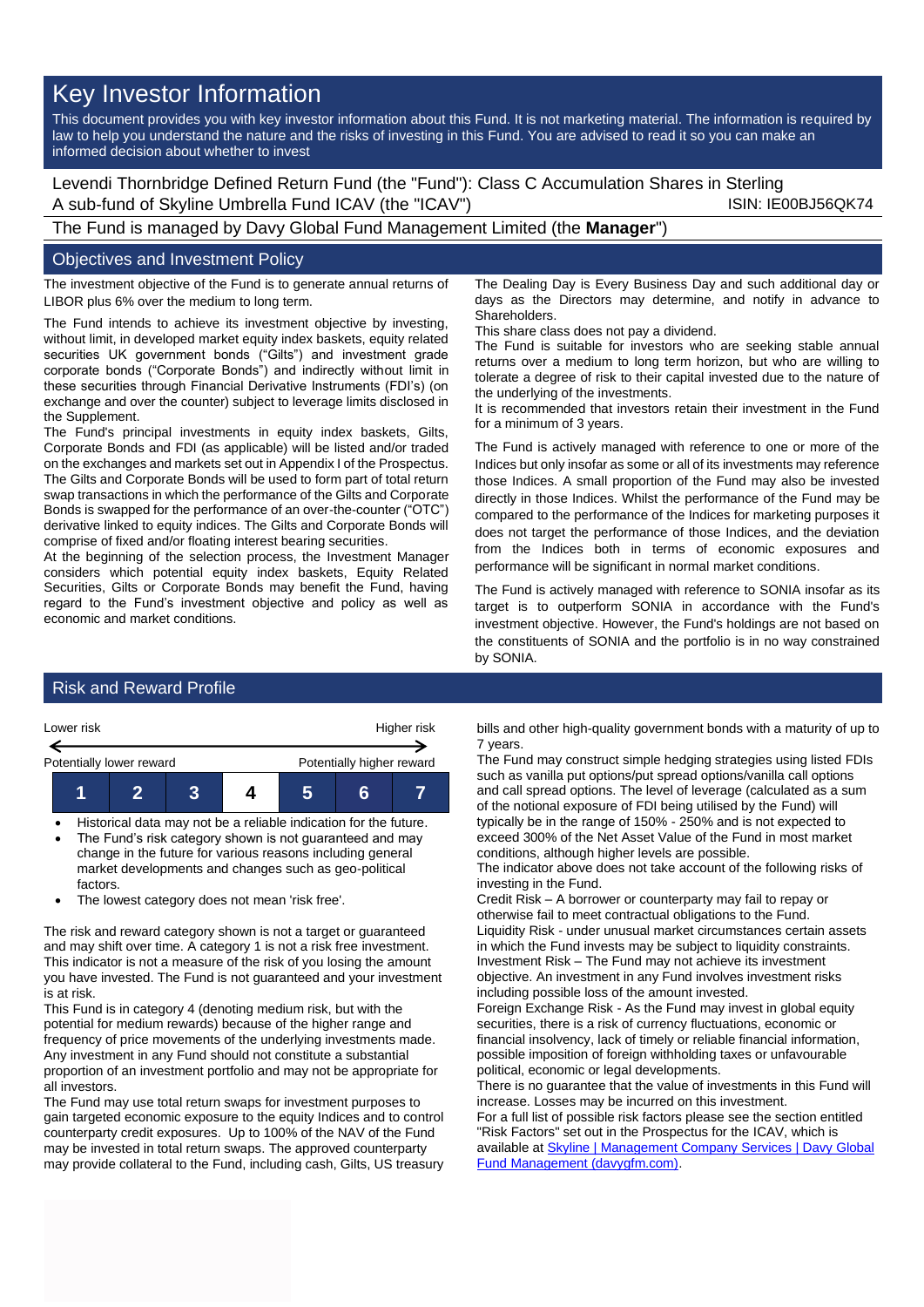# Key Investor Information

This document provides you with key investor information about this Fund. It is not marketing material. The information is required by law to help you understand the nature and the risks of investing in this Fund. You are advised to read it so you can make an informed decision about whether to invest

Levendi Thornbridge Defined Return Fund (the "Fund"): Class C Accumulation Shares in Sterling
A sub-fund of Skyline Umbrella Fund ICAV (the "ICAV") ISIN: IE00BJ56QK74

The Fund is managed by Davy Global Fund Management Limited (the **Manager**")

## Objectives and Investment Policy

The investment objective of the Fund is to generate annual returns of LIBOR plus 6% over the medium to long term.

The Fund intends to achieve its investment objective by investing, without limit, in developed market equity index baskets, equity related securities UK government bonds ("Gilts") and investment grade corporate bonds ("Corporate Bonds") and indirectly without limit in these securities through Financial Derivative Instruments (FDI's) (on exchange and over the counter) subject to leverage limits disclosed in the Supplement.

The Fund's principal investments in equity index baskets, Gilts, Corporate Bonds and FDI (as applicable) will be listed and/or traded on the exchanges and markets set out in Appendix I of the Prospectus. The Gilts and Corporate Bonds will be used to form part of total return swap transactions in which the performance of the Gilts and Corporate Bonds is swapped for the performance of an over-the-counter ("OTC") derivative linked to equity indices. The Gilts and Corporate Bonds will comprise of fixed and/or floating interest bearing securities.

At the beginning of the selection process, the Investment Manager considers which potential equity index baskets, Equity Related Securities, Gilts or Corporate Bonds may benefit the Fund, having regard to the Fund's investment objective and policy as well as economic and market conditions.

The Dealing Day is Every Business Day and such additional day or days as the Directors may determine, and notify in advance to Shareholders.

This share class does not pay a dividend.

The Fund is suitable for investors who are seeking stable annual returns over a medium to long term horizon, but who are willing to tolerate a degree of risk to their capital invested due to the nature of the underlying of the investments.

It is recommended that investors retain their investment in the Fund for a minimum of 3 years.

The Fund is actively managed with reference to one or more of the Indices but only insofar as some or all of its investments may reference those Indices. A small proportion of the Fund may also be invested directly in those Indices. Whilst the performance of the Fund may be compared to the performance of the Indices for marketing purposes it does not target the performance of those Indices, and the deviation from the Indices both in terms of economic exposures and performance will be significant in normal market conditions.

The Fund is actively managed with reference to SONIA insofar as its target is to outperform SONIA in accordance with the Fund's investment objective. However, the Fund's holdings are not based on the constituents of SONIA and the portfolio is in no way constrained by SONIA.

## Risk and Reward Profile

Lower risk ← → Higher risk

Potentially lower reward — Potentially higher reward

| 1 | 2 | 3 | **4** | 5 | 6 | 7 |
|---|---|---|---|---|---|---|

- Historical data may not be a reliable indication for the future.
- The Fund's risk category shown is not guaranteed and may change in the future for various reasons including general market developments and changes such as geo-political factors.
- The lowest category does not mean 'risk free'.

The risk and reward category shown is not a target or guaranteed and may shift over time. A category 1 is not a risk free investment. This indicator is not a measure of the risk of you losing the amount you have invested. The Fund is not guaranteed and your investment is at risk.

This Fund is in category 4 (denoting medium risk, but with the potential for medium rewards) because of the higher range and frequency of price movements of the underlying investments made. Any investment in any Fund should not constitute a substantial proportion of an investment portfolio and may not be appropriate for all investors.

The Fund may use total return swaps for investment purposes to gain targeted economic exposure to the equity Indices and to control counterparty credit exposures. Up to 100% of the NAV of the Fund may be invested in total return swaps. The approved counterparty may provide collateral to the Fund, including cash, Gilts, US treasury bills and other high-quality government bonds with a maturity of up to 7 years.

The Fund may construct simple hedging strategies using listed FDIs such as vanilla put options/put spread options/vanilla call options and call spread options. The level of leverage (calculated as a sum of the notional exposure of FDI being utilised by the Fund) will typically be in the range of 150% - 250% and is not expected to exceed 300% of the Net Asset Value of the Fund in most market conditions, although higher levels are possible.

The indicator above does not take account of the following risks of investing in the Fund.

Credit Risk – A borrower or counterparty may fail to repay or otherwise fail to meet contractual obligations to the Fund.

Liquidity Risk - under unusual market circumstances certain assets in which the Fund invests may be subject to liquidity constraints.

Investment Risk – The Fund may not achieve its investment objective. An investment in any Fund involves investment risks including possible loss of the amount invested.

Foreign Exchange Risk - As the Fund may invest in global equity securities, there is a risk of currency fluctuations, economic or financial insolvency, lack of timely or reliable financial information, possible imposition of foreign withholding taxes or unfavourable political, economic or legal developments.

There is no guarantee that the value of investments in this Fund will increase. Losses may be incurred on this investment.

For a full list of possible risk factors please see the section entitled "Risk Factors" set out in the Prospectus for the ICAV, which is available at Skyline | Management Company Services | Davy Global Fund Management (davygfm.com).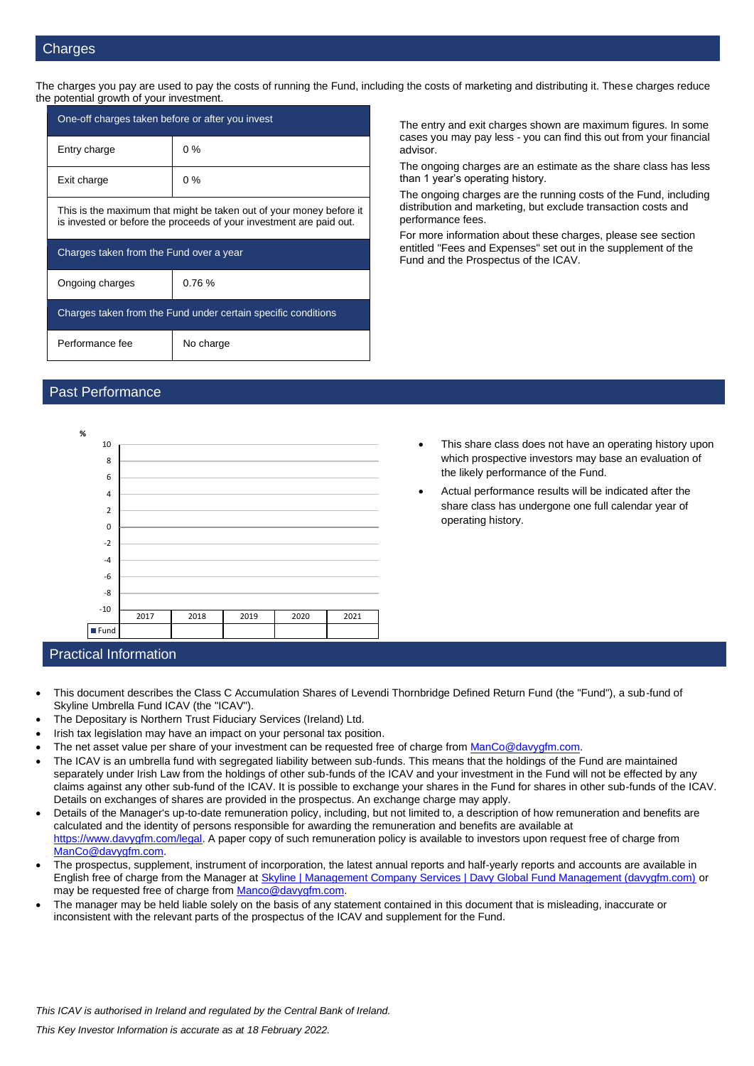## Charges

The charges you pay are used to pay the costs of running the Fund, including the costs of marketing and distributing it. These charges reduce the potential growth of your investment.

| One-off charges taken before or after you invest | |
|---|---|
| Entry charge | 0 % |
| Exit charge | 0 % |
| This is the maximum that might be taken out of your money before it is invested or before the proceeds of your investment are paid out. | |
| **Charges taken from the Fund over a year** | |
| Ongoing charges | 0.76 % |
| **Charges taken from the Fund under certain specific conditions** | |
| Performance fee | No charge |

The entry and exit charges shown are maximum figures. In some cases you may pay less - you can find this out from your financial advisor.

The ongoing charges are an estimate as the share class has less than 1 year's operating history.

The ongoing charges are the running costs of the Fund, including distribution and marketing, but exclude transaction costs and performance fees.

For more information about these charges, please see section entitled "Fees and Expenses" set out in the supplement of the Fund and the Prospectus of the ICAV.

## Past Performance

%
10
8
6
4
2
0
-2
-4
-6
-8
-10
2017 2018 2019 2020 2021
Fund

- This share class does not have an operating history upon which prospective investors may base an evaluation of the likely performance of the Fund.
- Actual performance results will be indicated after the share class has undergone one full calendar year of operating history.

## Practical Information

- This document describes the Class C Accumulation Shares of Levendi Thornbridge Defined Return Fund (the "Fund"), a sub-fund of Skyline Umbrella Fund ICAV (the "ICAV").
- The Depositary is Northern Trust Fiduciary Services (Ireland) Ltd.
- Irish tax legislation may have an impact on your personal tax position.
- The net asset value per share of your investment can be requested free of charge from ManCo@davygfm.com.
- The ICAV is an umbrella fund with segregated liability between sub-funds. This means that the holdings of the Fund are maintained separately under Irish Law from the holdings of other sub-funds of the ICAV and your investment in the Fund will not be effected by any claims against any other sub-fund of the ICAV. It is possible to exchange your shares in the Fund for shares in other sub-funds of the ICAV. Details on exchanges of shares are provided in the prospectus. An exchange charge may apply.
- Details of the Manager's up-to-date remuneration policy, including, but not limited to, a description of how remuneration and benefits are calculated and the identity of persons responsible for awarding the remuneration and benefits are available at https://www.davygfm.com/legal. A paper copy of such remuneration policy is available to investors upon request free of charge from ManCo@davygfm.com.
- The prospectus, supplement, instrument of incorporation, the latest annual reports and half-yearly reports and accounts are available in English free of charge from the Manager at Skyline | Management Company Services | Davy Global Fund Management (davygfm.com) or may be requested free of charge from Manco@davygfm.com.
- The manager may be held liable solely on the basis of any statement contained in this document that is misleading, inaccurate or inconsistent with the relevant parts of the prospectus of the ICAV and supplement for the Fund.

*This ICAV is authorised in Ireland and regulated by the Central Bank of Ireland.*

*This Key Investor Information is accurate as at 18 February 2022.*